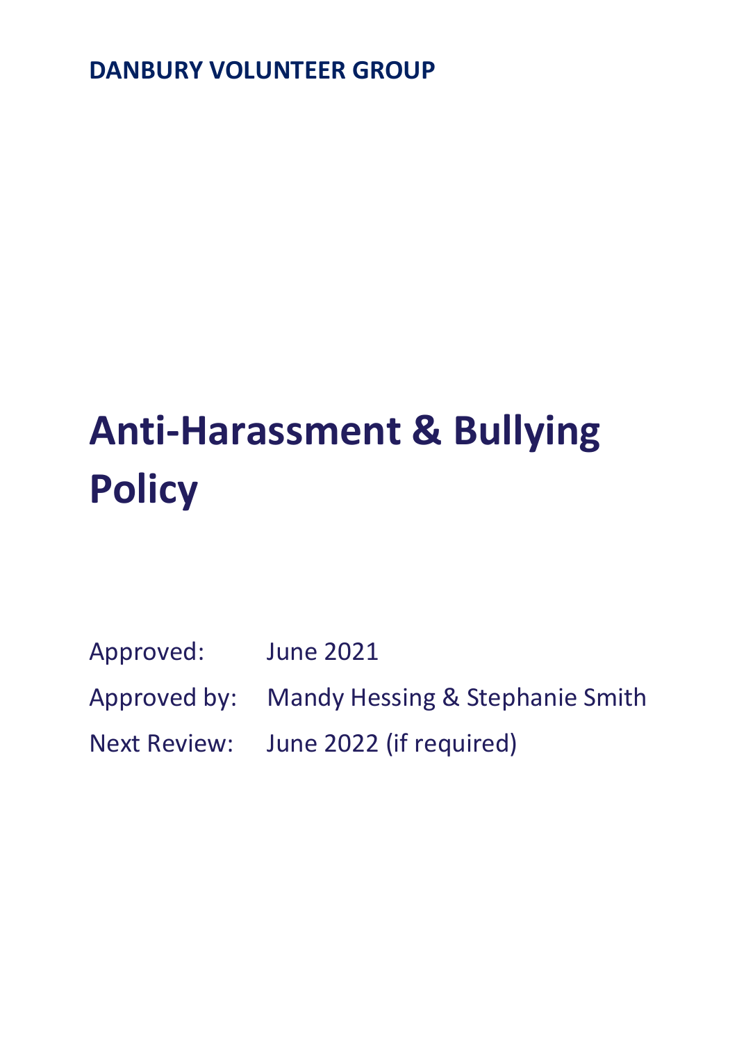**DANBURY VOLUNTEER GROUP**

# Anti-Harassment & Bullying Policy

Approved: June 2021

Approved by: Mandy Hessing & Stephanie Smith

Next Review: June 2022 (if required)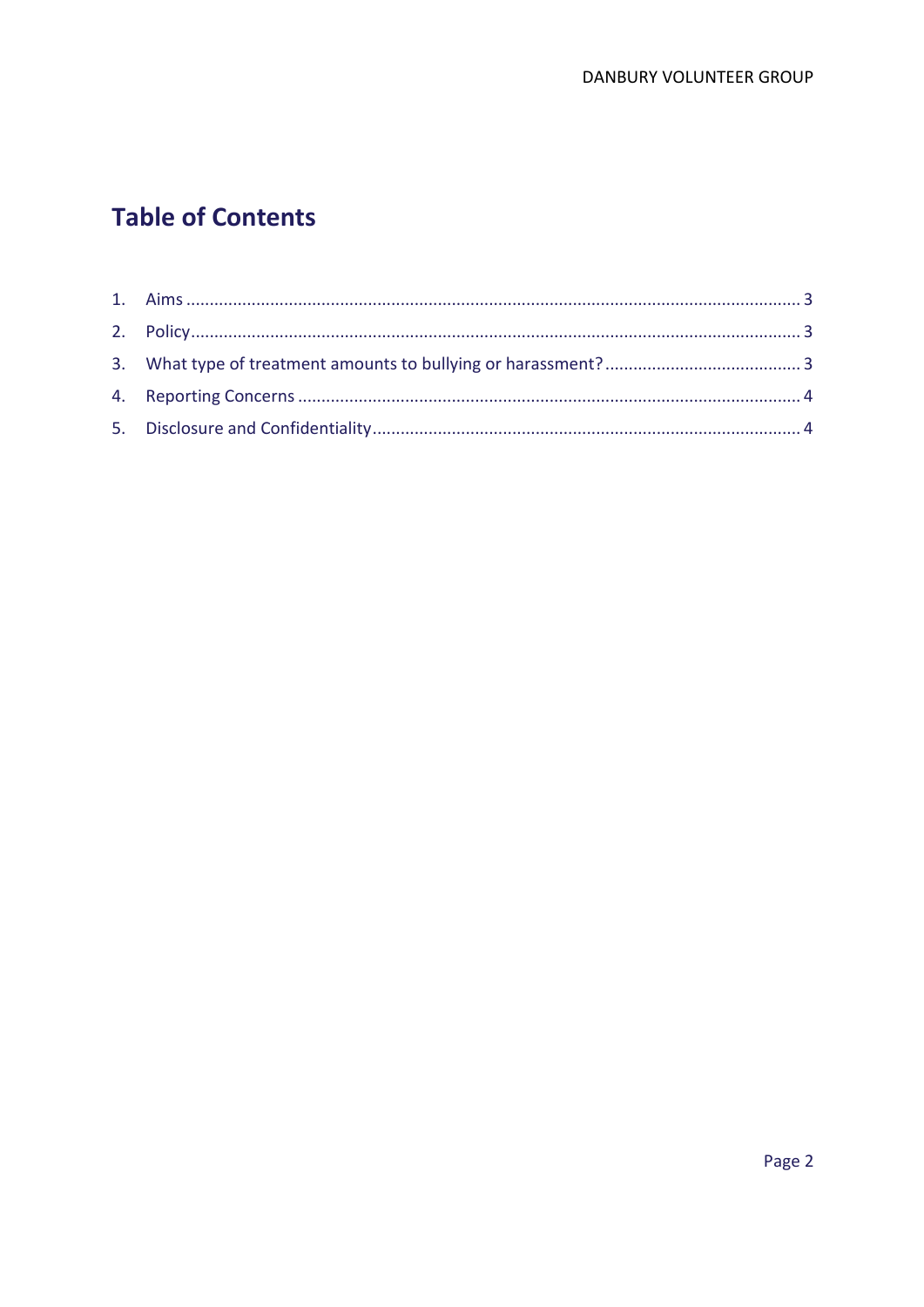# Table of Contents

1. Aims ........................................................................................................................ 3
2. Policy ...................................................................................................................... 3
3. What type of treatment amounts to bullying or harassment? ......................................... 3
4. Reporting Concerns ................................................................................................. 4
5. Disclosure and Confidentiality ................................................................................... 4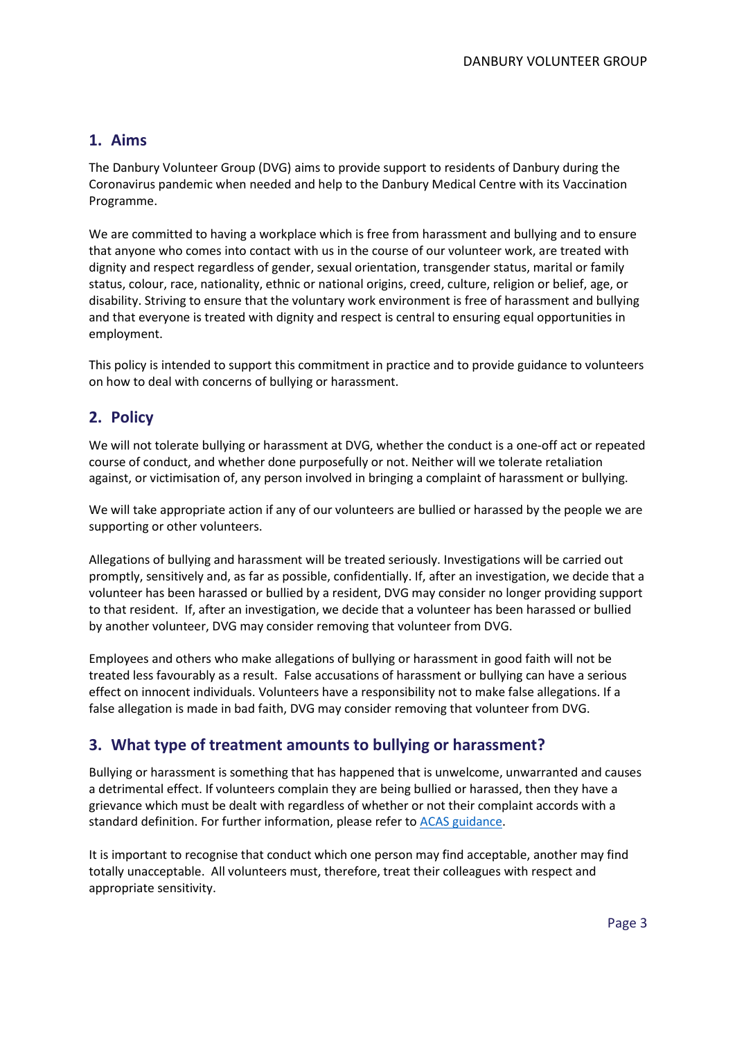## 1. Aims

The Danbury Volunteer Group (DVG) aims to provide support to residents of Danbury during the Coronavirus pandemic when needed and help to the Danbury Medical Centre with its Vaccination Programme.

We are committed to having a workplace which is free from harassment and bullying and to ensure that anyone who comes into contact with us in the course of our volunteer work, are treated with dignity and respect regardless of gender, sexual orientation, transgender status, marital or family status, colour, race, nationality, ethnic or national origins, creed, culture, religion or belief, age, or disability. Striving to ensure that the voluntary work environment is free of harassment and bullying and that everyone is treated with dignity and respect is central to ensuring equal opportunities in employment.

This policy is intended to support this commitment in practice and to provide guidance to volunteers on how to deal with concerns of bullying or harassment.

## 2. Policy

We will not tolerate bullying or harassment at DVG, whether the conduct is a one-off act or repeated course of conduct, and whether done purposefully or not. Neither will we tolerate retaliation against, or victimisation of, any person involved in bringing a complaint of harassment or bullying.

We will take appropriate action if any of our volunteers are bullied or harassed by the people we are supporting or other volunteers.

Allegations of bullying and harassment will be treated seriously. Investigations will be carried out promptly, sensitively and, as far as possible, confidentially. If, after an investigation, we decide that a volunteer has been harassed or bullied by a resident, DVG may consider no longer providing support to that resident. If, after an investigation, we decide that a volunteer has been harassed or bullied by another volunteer, DVG may consider removing that volunteer from DVG.

Employees and others who make allegations of bullying or harassment in good faith will not be treated less favourably as a result. False accusations of harassment or bullying can have a serious effect on innocent individuals. Volunteers have a responsibility not to make false allegations. If a false allegation is made in bad faith, DVG may consider removing that volunteer from DVG.

## 3. What type of treatment amounts to bullying or harassment?

Bullying or harassment is something that has happened that is unwelcome, unwarranted and causes a detrimental effect. If volunteers complain they are being bullied or harassed, then they have a grievance which must be dealt with regardless of whether or not their complaint accords with a standard definition. For further information, please refer to ACAS guidance.

It is important to recognise that conduct which one person may find acceptable, another may find totally unacceptable. All volunteers must, therefore, treat their colleagues with respect and appropriate sensitivity.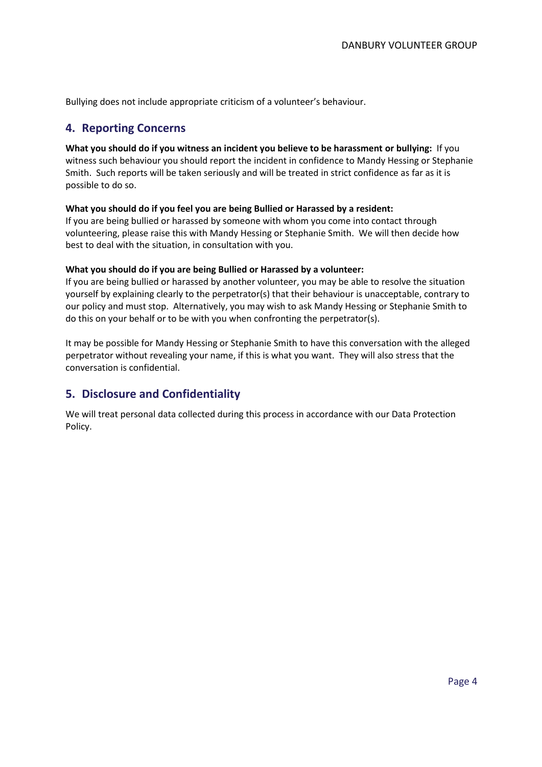Bullying does not include appropriate criticism of a volunteer's behaviour.

## 4. Reporting Concerns

**What you should do if you witness an incident you believe to be harassment or bullying:** If you witness such behaviour you should report the incident in confidence to Mandy Hessing or Stephanie Smith. Such reports will be taken seriously and will be treated in strict confidence as far as it is possible to do so.

**What you should do if you feel you are being Bullied or Harassed by a resident:**
If you are being bullied or harassed by someone with whom you come into contact through volunteering, please raise this with Mandy Hessing or Stephanie Smith. We will then decide how best to deal with the situation, in consultation with you.

**What you should do if you are being Bullied or Harassed by a volunteer:**
If you are being bullied or harassed by another volunteer, you may be able to resolve the situation yourself by explaining clearly to the perpetrator(s) that their behaviour is unacceptable, contrary to our policy and must stop. Alternatively, you may wish to ask Mandy Hessing or Stephanie Smith to do this on your behalf or to be with you when confronting the perpetrator(s).

It may be possible for Mandy Hessing or Stephanie Smith to have this conversation with the alleged perpetrator without revealing your name, if this is what you want. They will also stress that the conversation is confidential.

## 5. Disclosure and Confidentiality

We will treat personal data collected during this process in accordance with our Data Protection Policy.